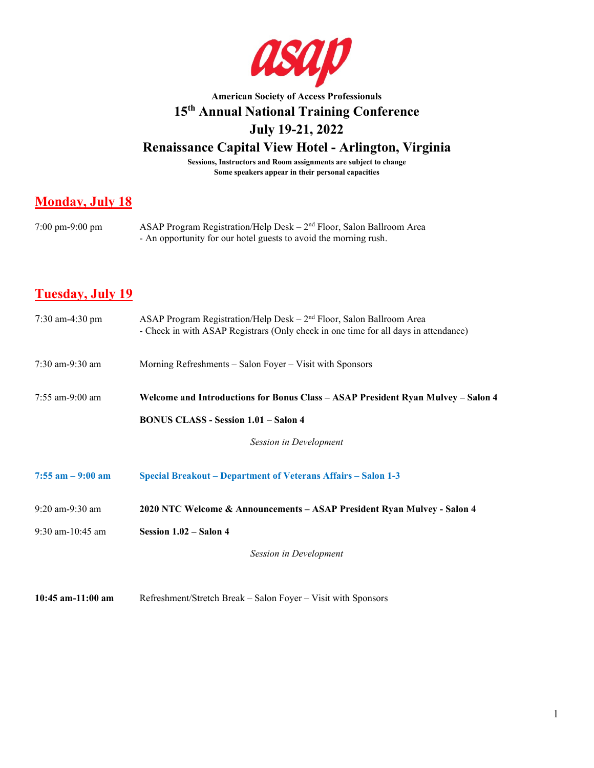**asap**

**American Society of Access Professionals**

# 15th Annual National Training Conference

# July 19-21, 2022

# Renaissance Capital View Hotel - Arlington, Virginia

**Sessions, Instructors and Room assignments are subject to change**
**Some speakers appear in their personal capacities**

## Monday, July 18

7:00 pm-9:00 pm — ASAP Program Registration/Help Desk – 2nd Floor, Salon Ballroom Area
- An opportunity for our hotel guests to avoid the morning rush.

## Tuesday, July 19

7:30 am-4:30 pm — ASAP Program Registration/Help Desk – 2nd Floor, Salon Ballroom Area
- Check in with ASAP Registrars (Only check in one time for all days in attendance)

7:30 am-9:30 am — Morning Refreshments – Salon Foyer – Visit with Sponsors

7:55 am-9:00 am — **Welcome and Introductions for Bonus Class – ASAP President Ryan Mulvey – Salon 4**

**BONUS CLASS - Session 1.01 – Salon 4**

*Session in Development*

**7:55 am – 9:00 am** — **Special Breakout – Department of Veterans Affairs – Salon 1-3**

9:20 am-9:30 am — **2020 NTC Welcome & Announcements – ASAP President Ryan Mulvey - Salon 4**

9:30 am-10:45 am — **Session 1.02 – Salon 4**

*Session in Development*

**10:45 am-11:00 am** — Refreshment/Stretch Break – Salon Foyer – Visit with Sponsors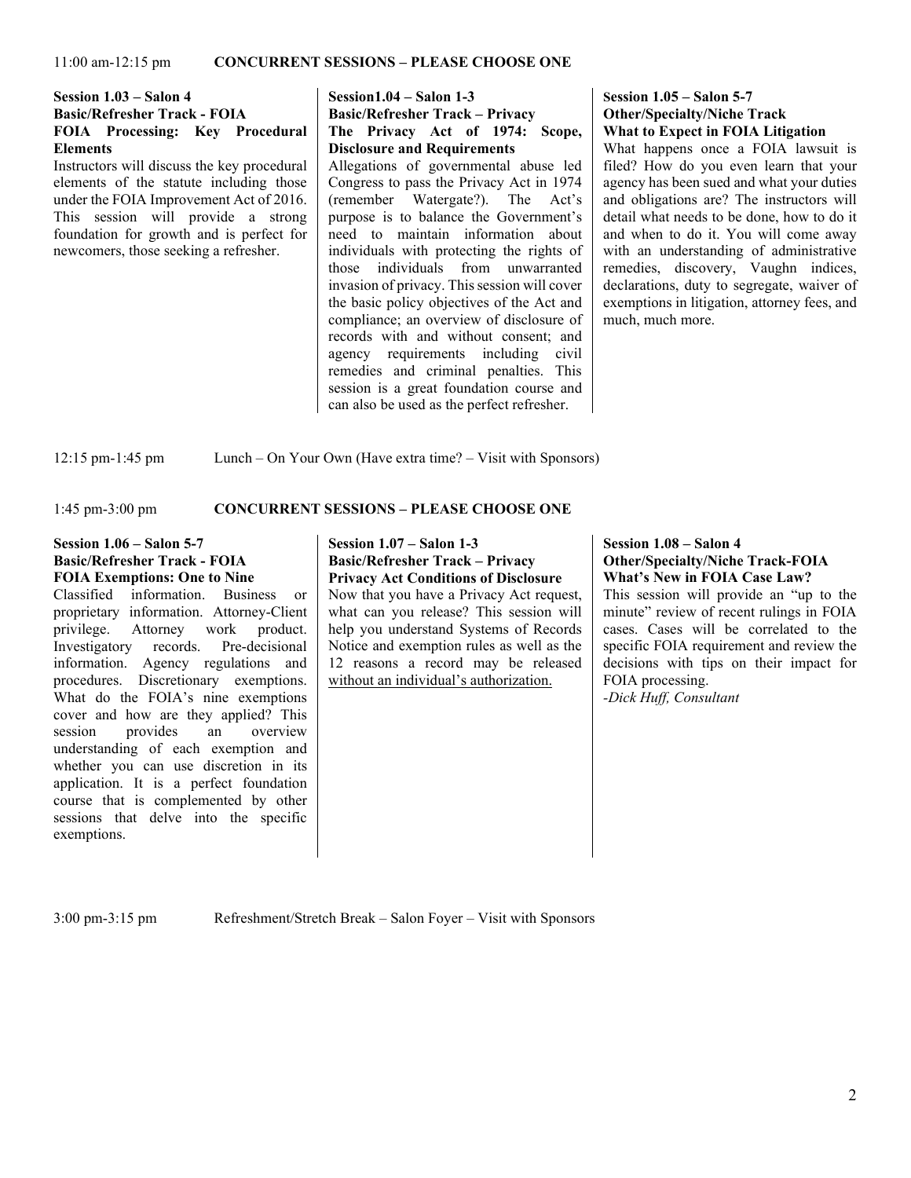11:00 am-12:15 pm **CONCURRENT SESSIONS – PLEASE CHOOSE ONE**

**Session 1.03 – Salon 4**
**Basic/Refresher Track - FOIA**
**FOIA Processing: Key Procedural Elements**

Instructors will discuss the key procedural elements of the statute including those under the FOIA Improvement Act of 2016. This session will provide a strong foundation for growth and is perfect for newcomers, those seeking a refresher.

**Session1.04 – Salon 1-3**
**Basic/Refresher Track – Privacy**
**The Privacy Act of 1974: Scope, Disclosure and Requirements**

Allegations of governmental abuse led Congress to pass the Privacy Act in 1974 (remember Watergate?). The Act's purpose is to balance the Government's need to maintain information about individuals with protecting the rights of those individuals from unwarranted invasion of privacy. This session will cover the basic policy objectives of the Act and compliance; an overview of disclosure of records with and without consent; and agency requirements including civil remedies and criminal penalties. This session is a great foundation course and can also be used as the perfect refresher.

**Session 1.05 – Salon 5-7**
**Other/Specialty/Niche Track**
**What to Expect in FOIA Litigation**

What happens once a FOIA lawsuit is filed? How do you even learn that your agency has been sued and what your duties and obligations are? The instructors will detail what needs to be done, how to do it and when to do it. You will come away with an understanding of administrative remedies, discovery, Vaughn indices, declarations, duty to segregate, waiver of exemptions in litigation, attorney fees, and much, much more.

12:15 pm-1:45 pm Lunch – On Your Own (Have extra time? – Visit with Sponsors)

1:45 pm-3:00 pm **CONCURRENT SESSIONS – PLEASE CHOOSE ONE**

**Session 1.06 – Salon 5-7**
**Basic/Refresher Track - FOIA**
**FOIA Exemptions: One to Nine**

Classified information. Business or proprietary information. Attorney-Client privilege. Attorney work product. Investigatory records. Pre-decisional information. Agency regulations and procedures. Discretionary exemptions. What do the FOIA's nine exemptions cover and how are they applied? This session provides an overview understanding of each exemption and whether you can use discretion in its application. It is a perfect foundation course that is complemented by other sessions that delve into the specific exemptions.

**Session 1.07 – Salon 1-3**
**Basic/Refresher Track – Privacy**
**Privacy Act Conditions of Disclosure**

Now that you have a Privacy Act request, what can you release? This session will help you understand Systems of Records Notice and exemption rules as well as the 12 reasons a record may be released without an individual's authorization.

**Session 1.08 – Salon 4**
**Other/Specialty/Niche Track-FOIA**
**What's New in FOIA Case Law?**

This session will provide an "up to the minute" review of recent rulings in FOIA cases. Cases will be correlated to the specific FOIA requirement and review the decisions with tips on their impact for FOIA processing.

*-Dick Huff, Consultant*

3:00 pm-3:15 pm Refreshment/Stretch Break – Salon Foyer – Visit with Sponsors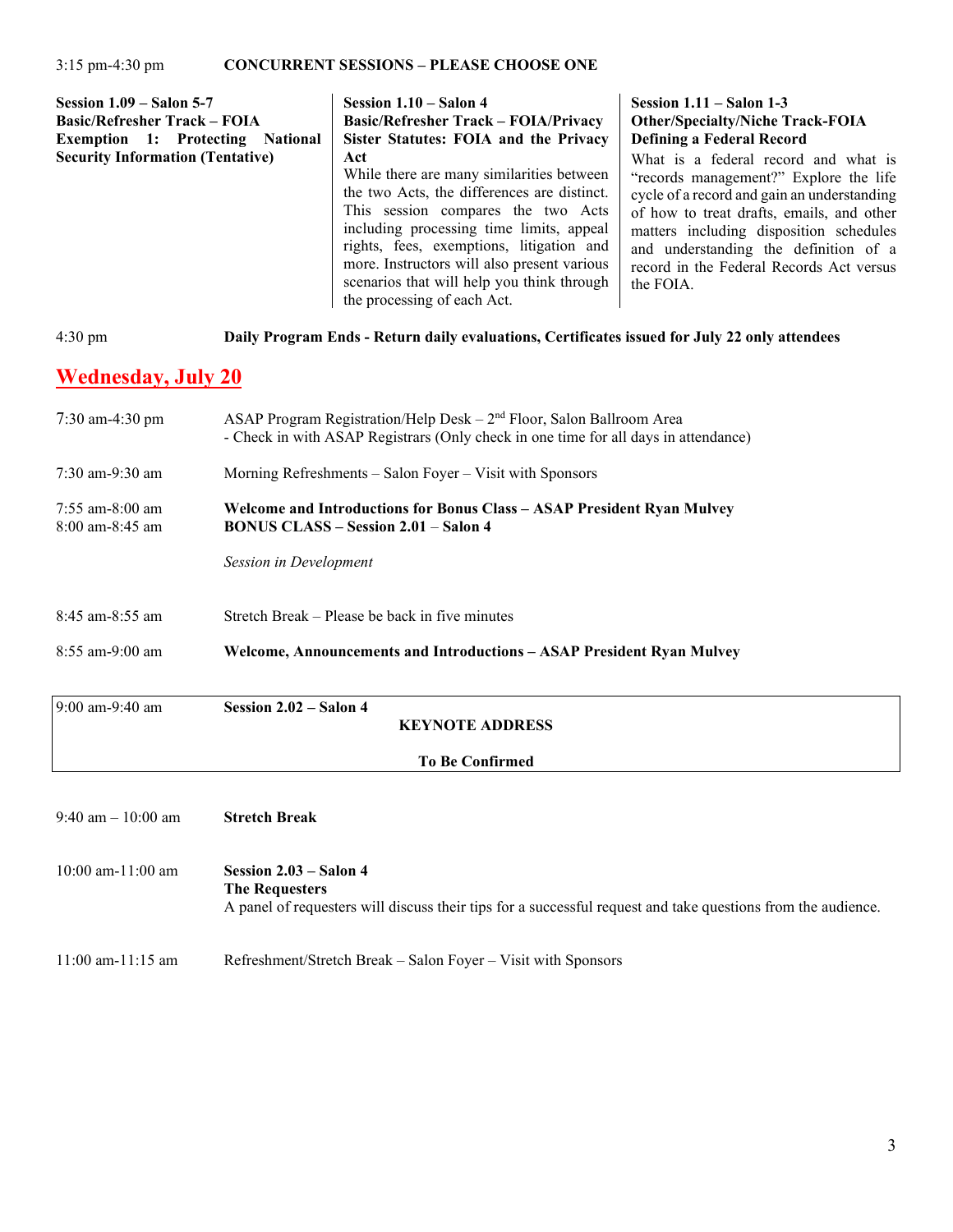3:15 pm-4:30 pm **CONCURRENT SESSIONS – PLEASE CHOOSE ONE**

**Session 1.09 – Salon 5-7**
**Basic/Refresher Track – FOIA Exemption 1: Protecting National Security Information (Tentative)**

**Session 1.10 – Salon 4**
**Basic/Refresher Track – FOIA/Privacy Sister Statutes: FOIA and the Privacy Act**
While there are many similarities between the two Acts, the differences are distinct. This session compares the two Acts including processing time limits, appeal rights, fees, exemptions, litigation and more. Instructors will also present various scenarios that will help you think through the processing of each Act.

**Session 1.11 – Salon 1-3**
**Other/Specialty/Niche Track-FOIA Defining a Federal Record**
What is a federal record and what is "records management?" Explore the life cycle of a record and gain an understanding of how to treat drafts, emails, and other matters including disposition schedules and understanding the definition of a record in the Federal Records Act versus the FOIA.

4:30 pm **Daily Program Ends - Return daily evaluations, Certificates issued for July 22 only attendees**

## Wednesday, July 20

7:30 am-4:30 pm ASAP Program Registration/Help Desk – 2nd Floor, Salon Ballroom Area
- Check in with ASAP Registrars (Only check in one time for all days in attendance)

7:30 am-9:30 am Morning Refreshments – Salon Foyer – Visit with Sponsors

7:55 am-8:00 am **Welcome and Introductions for Bonus Class – ASAP President Ryan Mulvey**
8:00 am-8:45 am **BONUS CLASS – Session 2.01 – Salon 4**

*Session in Development*

8:45 am-8:55 am Stretch Break – Please be back in five minutes

8:55 am-9:00 am **Welcome, Announcements and Introductions – ASAP President Ryan Mulvey**

9:00 am-9:40 am **Session 2.02 – Salon 4**

**KEYNOTE ADDRESS**

**To Be Confirmed**

9:40 am – 10:00 am **Stretch Break**

10:00 am-11:00 am **Session 2.03 – Salon 4**
**The Requesters**
A panel of requesters will discuss their tips for a successful request and take questions from the audience.

11:00 am-11:15 am Refreshment/Stretch Break – Salon Foyer – Visit with Sponsors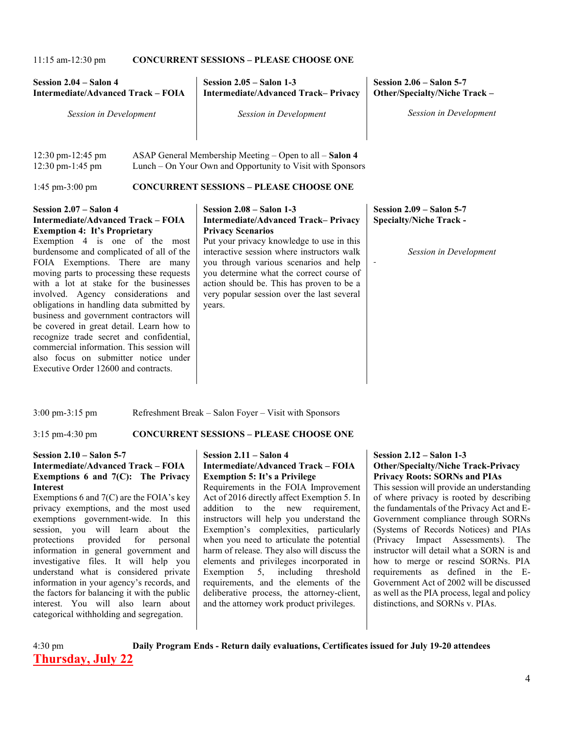11:15 am-12:30 pm **CONCURRENT SESSIONS – PLEASE CHOOSE ONE**

**Session 2.04 – Salon 4**
**Intermediate/Advanced Track – FOIA**

*Session in Development*

**Session 2.05 – Salon 1-3**
**Intermediate/Advanced Track– Privacy**

*Session in Development*

**Session 2.06 – Salon 5-7**
**Other/Specialty/Niche Track –**

*Session in Development*

12:30 pm-12:45 pm ASAP General Membership Meeting – Open to all – **Salon 4**
12:30 pm-1:45 pm Lunch – On Your Own and Opportunity to Visit with Sponsors

1:45 pm-3:00 pm **CONCURRENT SESSIONS – PLEASE CHOOSE ONE**

**Session 2.07 – Salon 4**
**Intermediate/Advanced Track – FOIA**
**Exemption 4: It's Proprietary**

Exemption 4 is one of the most burdensome and complicated of all of the FOIA Exemptions. There are many moving parts to processing these requests with a lot at stake for the businesses involved. Agency considerations and obligations in handling data submitted by business and government contractors will be covered in great detail. Learn how to recognize trade secret and confidential, commercial information. This session will also focus on submitter notice under Executive Order 12600 and contracts.

**Session 2.08 – Salon 1-3**
**Intermediate/Advanced Track– Privacy**
**Privacy Scenarios**

Put your privacy knowledge to use in this interactive session where instructors walk you through various scenarios and help you determine what the correct course of action should be. This has proven to be a very popular session over the last several years.

**Session 2.09 – Salon 5-7**
**Specialty/Niche Track -**

*Session in Development*

-

3:00 pm-3:15 pm Refreshment Break – Salon Foyer – Visit with Sponsors

3:15 pm-4:30 pm **CONCURRENT SESSIONS – PLEASE CHOOSE ONE**

**Session 2.10 – Salon 5-7**
**Intermediate/Advanced Track – FOIA**
**Exemptions 6 and 7(C): The Privacy Interest**

Exemptions 6 and 7(C) are the FOIA's key privacy exemptions, and the most used exemptions government-wide. In this session, you will learn about the protections provided for personal information in general government and investigative files. It will help you understand what is considered private information in your agency's records, and the factors for balancing it with the public interest. You will also learn about categorical withholding and segregation.

**Session 2.11 – Salon 4**
**Intermediate/Advanced Track – FOIA**
**Exemption 5: It's a Privilege**

Requirements in the FOIA Improvement Act of 2016 directly affect Exemption 5. In addition to the new requirement, instructors will help you understand the Exemption's complexities, particularly when you need to articulate the potential harm of release. They also will discuss the elements and privileges incorporated in Exemption 5, including threshold requirements, and the elements of the deliberative process, the attorney-client, and the attorney work product privileges.

**Session 2.12 – Salon 1-3**
**Other/Specialty/Niche Track-Privacy**
**Privacy Roots: SORNs and PIAs**

This session will provide an understanding of where privacy is rooted by describing the fundamentals of the Privacy Act and E-Government compliance through SORNs (Systems of Records Notices) and PIAs (Privacy Impact Assessments). The instructor will detail what a SORN is and how to merge or rescind SORNs. PIA requirements as defined in the E-Government Act of 2002 will be discussed as well as the PIA process, legal and policy distinctions, and SORNs v. PIAs.

4:30 pm **Daily Program Ends - Return daily evaluations, Certificates issued for July 19-20 attendees**

## Thursday, July 22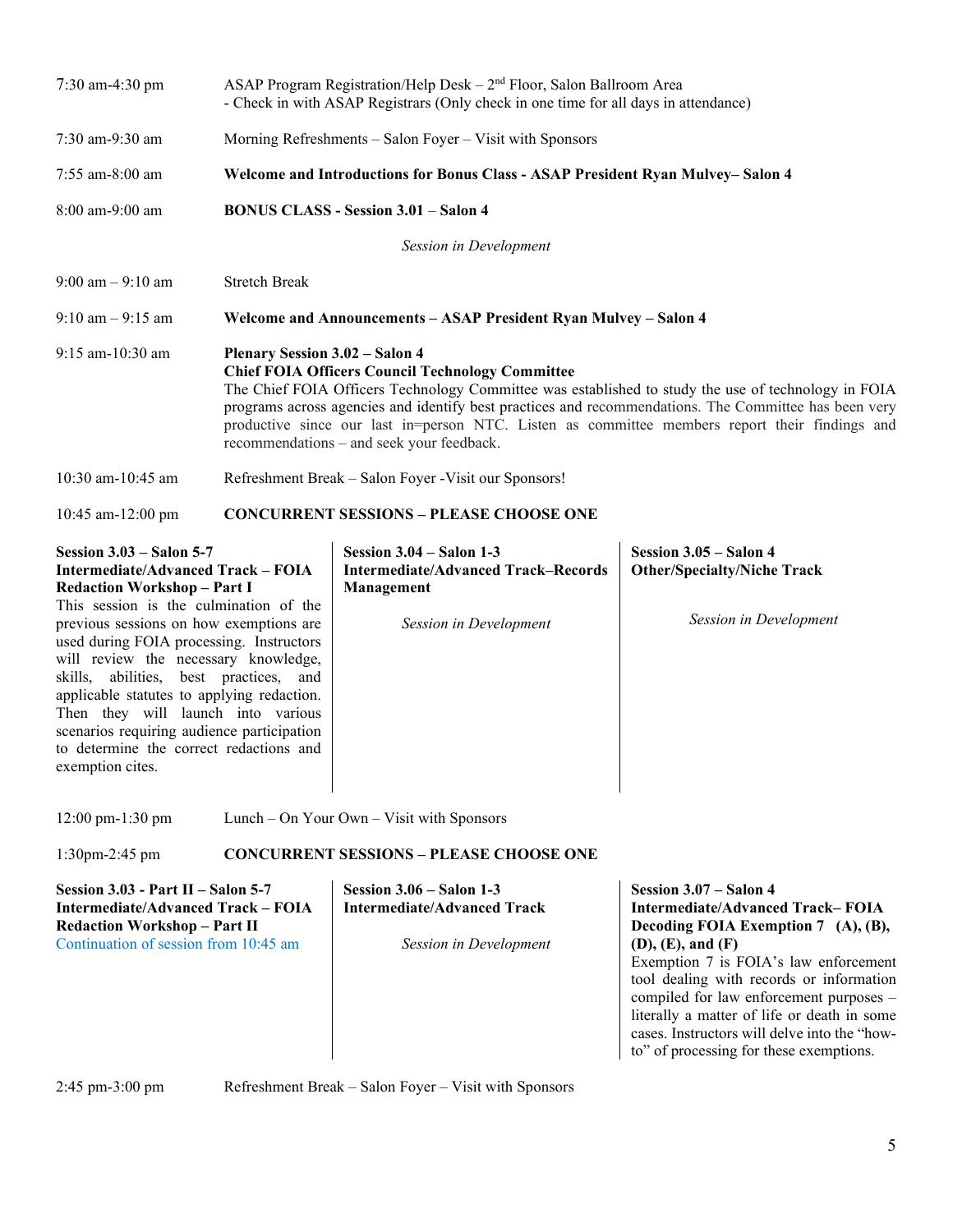7:30 am-4:30 pm — ASAP Program Registration/Help Desk – 2nd Floor, Salon Ballroom Area
- Check in with ASAP Registrars (Only check in one time for all days in attendance)

7:30 am-9:30 am — Morning Refreshments – Salon Foyer – Visit with Sponsors

7:55 am-8:00 am — **Welcome and Introductions for Bonus Class - ASAP President Ryan Mulvey– Salon 4**

8:00 am-9:00 am — **BONUS CLASS - Session 3.01 – Salon 4**

*Session in Development*

9:00 am – 9:10 am — Stretch Break

9:10 am – 9:15 am — **Welcome and Announcements – ASAP President Ryan Mulvey – Salon 4**

9:15 am-10:30 am — **Plenary Session 3.02 – Salon 4**
**Chief FOIA Officers Council Technology Committee**
The Chief FOIA Officers Technology Committee was established to study the use of technology in FOIA programs across agencies and identify best practices and recommendations. The Committee has been very productive since our last in=person NTC. Listen as committee members report their findings and recommendations – and seek your feedback.

10:30 am-10:45 am — Refreshment Break – Salon Foyer -Visit our Sponsors!

10:45 am-12:00 pm — **CONCURRENT SESSIONS – PLEASE CHOOSE ONE**

**Session 3.03 – Salon 5-7**
**Intermediate/Advanced Track – FOIA Redaction Workshop – Part I**
This session is the culmination of the previous sessions on how exemptions are used during FOIA processing. Instructors will review the necessary knowledge, skills, abilities, best practices, and applicable statutes to applying redaction. Then they will launch into various scenarios requiring audience participation to determine the correct redactions and exemption cites.

**Session 3.04 – Salon 1-3**
**Intermediate/Advanced Track–Records Management**

*Session in Development*

**Session 3.05 – Salon 4**
**Other/Specialty/Niche Track**

*Session in Development*

12:00 pm-1:30 pm — Lunch – On Your Own – Visit with Sponsors

1:30pm-2:45 pm — **CONCURRENT SESSIONS – PLEASE CHOOSE ONE**

**Session 3.03 - Part II – Salon 5-7**
**Intermediate/Advanced Track – FOIA Redaction Workshop – Part II**
Continuation of session from 10:45 am

**Session 3.06 – Salon 1-3**
**Intermediate/Advanced Track**

*Session in Development*

**Session 3.07 – Salon 4**
**Intermediate/Advanced Track– FOIA Decoding FOIA Exemption 7 (A), (B), (D), (E), and (F)**
Exemption 7 is FOIA's law enforcement tool dealing with records or information compiled for law enforcement purposes – literally a matter of life or death in some cases. Instructors will delve into the "how-to" of processing for these exemptions.

2:45 pm-3:00 pm — Refreshment Break – Salon Foyer – Visit with Sponsors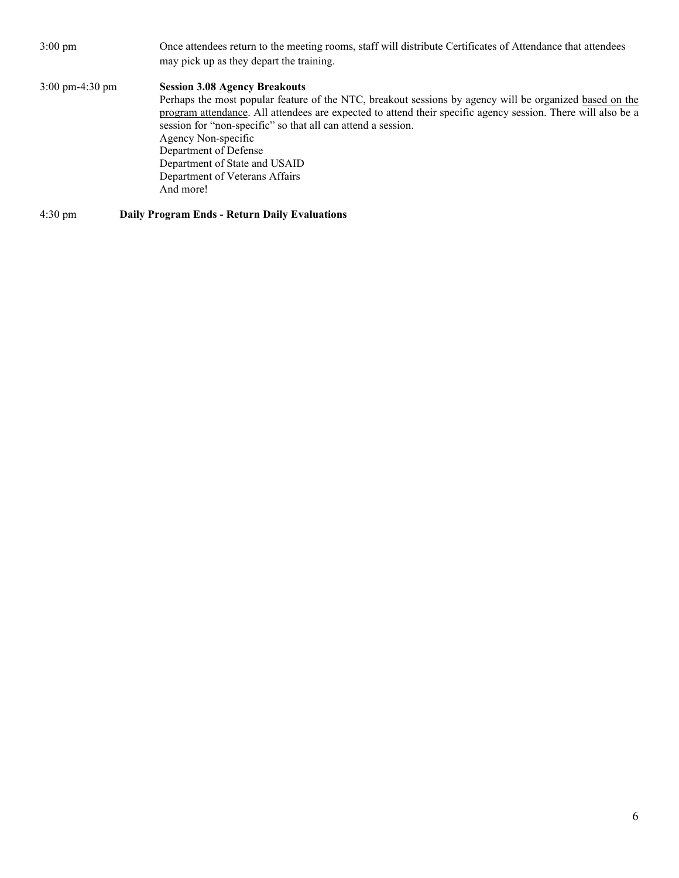3:00 pm Once attendees return to the meeting rooms, staff will distribute Certificates of Attendance that attendees may pick up as they depart the training.

3:00 pm-4:30 pm **Session 3.08 Agency Breakouts**
Perhaps the most popular feature of the NTC, breakout sessions by agency will be organized based on the program attendance. All attendees are expected to attend their specific agency session. There will also be a session for "non-specific" so that all can attend a session.
Agency Non-specific
Department of Defense
Department of State and USAID
Department of Veterans Affairs
And more!

4:30 pm **Daily Program Ends - Return Daily Evaluations**